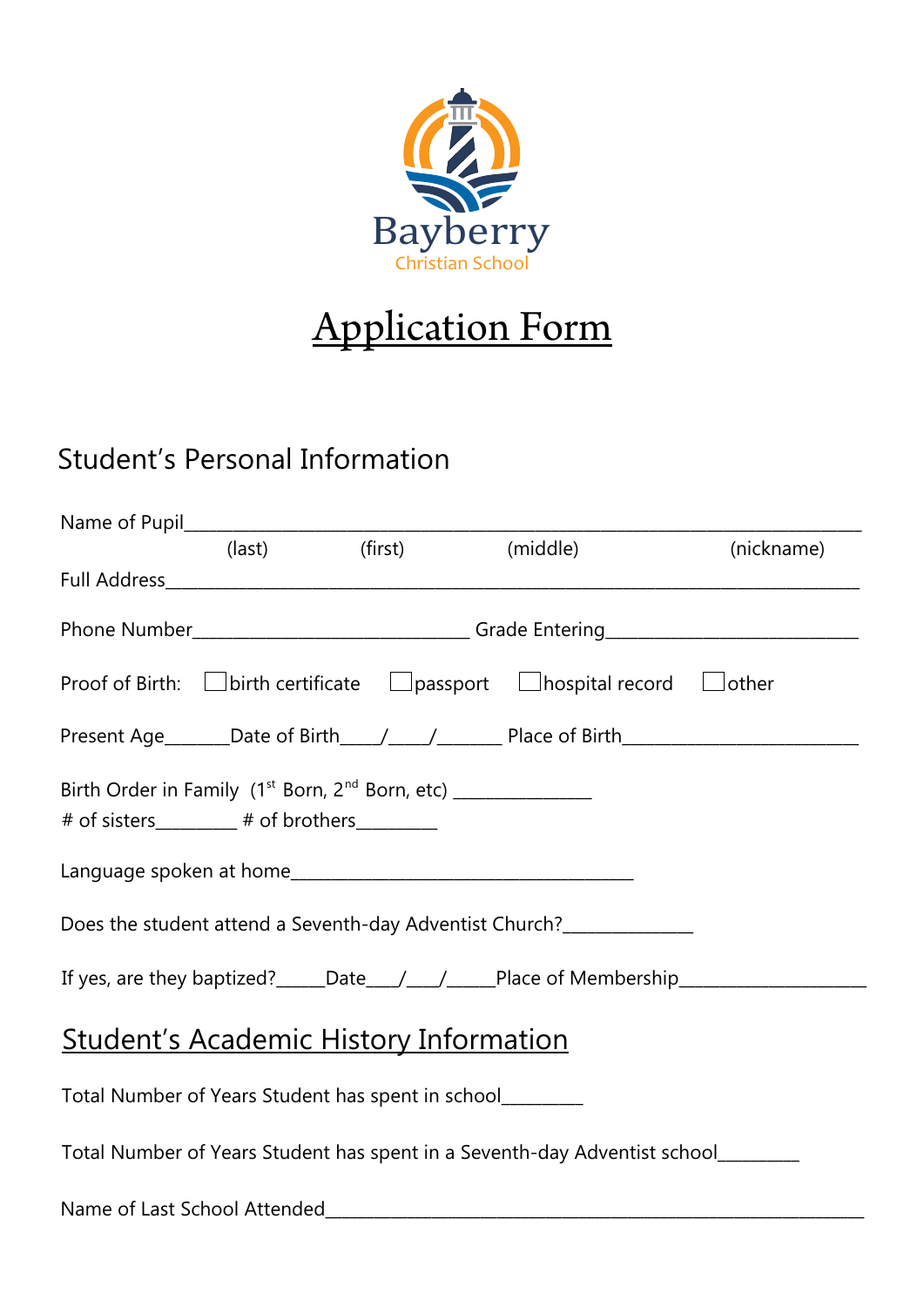Bayberry
Christian School

# Application Form

## Student's Personal Information

Name of Pupil_______________________________________________________________________________

(last) (first) (middle) (nickname)

Full Address________________________________________________________________________________

Phone Number______________________________ Grade Entering___________________________

Proof of Birth: ☐ birth certificate ☐ passport ☐ hospital record ☐ other

Present Age_______Date of Birth____/____/_______ Place of Birth__________________________

Birth Order in Family (1st Born, 2nd Born, etc) _______________

# of sisters_________ # of brothers_________

Language spoken at home_______________________________________

Does the student attend a Seventh-day Adventist Church?______________

If yes, are they baptized?_____Date___/___/_____Place of Membership_____________________

## Student's Academic History Information

Total Number of Years Student has spent in school_________

Total Number of Years Student has spent in a Seventh-day Adventist school_________

Name of Last School Attended_______________________________________________________________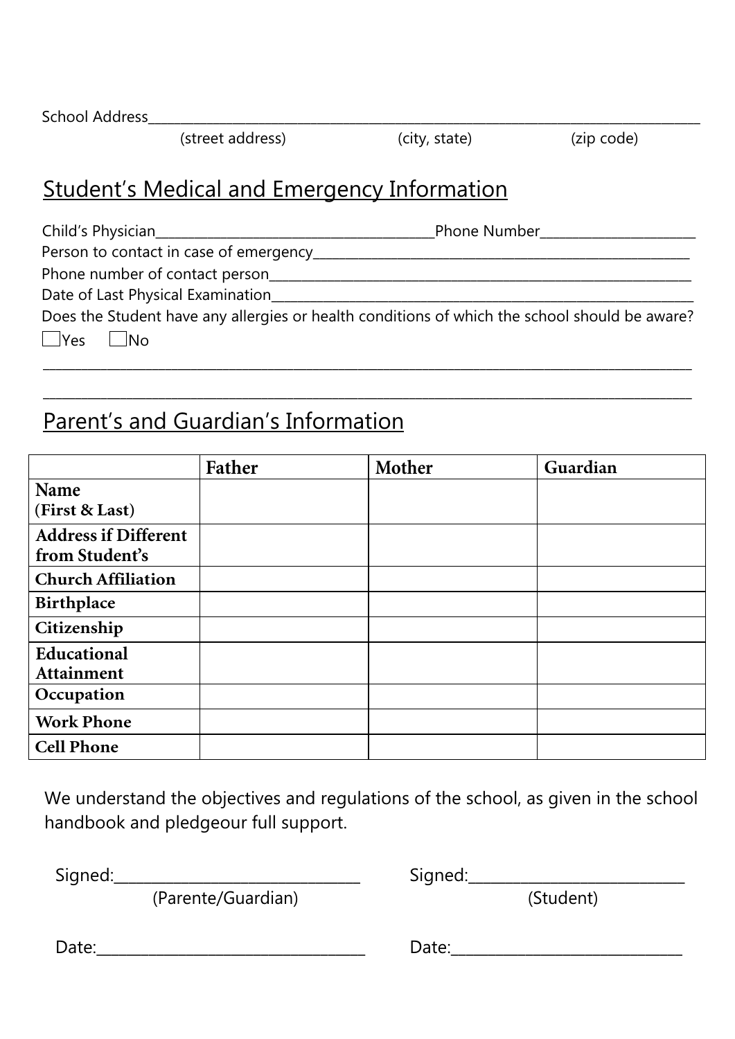School Address_______________________________________________________________________________________
(street address) (city, state) (zip code)

## Student's Medical and Emergency Information

Child's Physician________________________________________Phone Number______________________

Person to contact in case of emergency_______________________________________________________

Phone number of contact person_____________________________________________________________

Date of Last Physical Examination___________________________________________________________

Does the Student have any allergies or health conditions of which the school should be aware?

☐Yes ☐No

_____________________________________________________________________________________________

_____________________________________________________________________________________________

## Parent's and Guardian's Information

| | **Father** | **Mother** | **Guardian** |
|---|---|---|---|
| **Name (First & Last)** | | | |
| **Address if Different from Student's** | | | |
| **Church Affiliation** | | | |
| **Birthplace** | | | |
| **Citizenship** | | | |
| **Educational Attainment** | | | |
| **Occupation** | | | |
| **Work Phone** | | | |
| **Cell Phone** | | | |

We understand the objectives and regulations of the school, as given in the school handbook and pledgeour full support.

Signed:_______________________________ Signed:___________________________
(Parente/Guardian) (Student)

Date:__________________________________ Date:_____________________________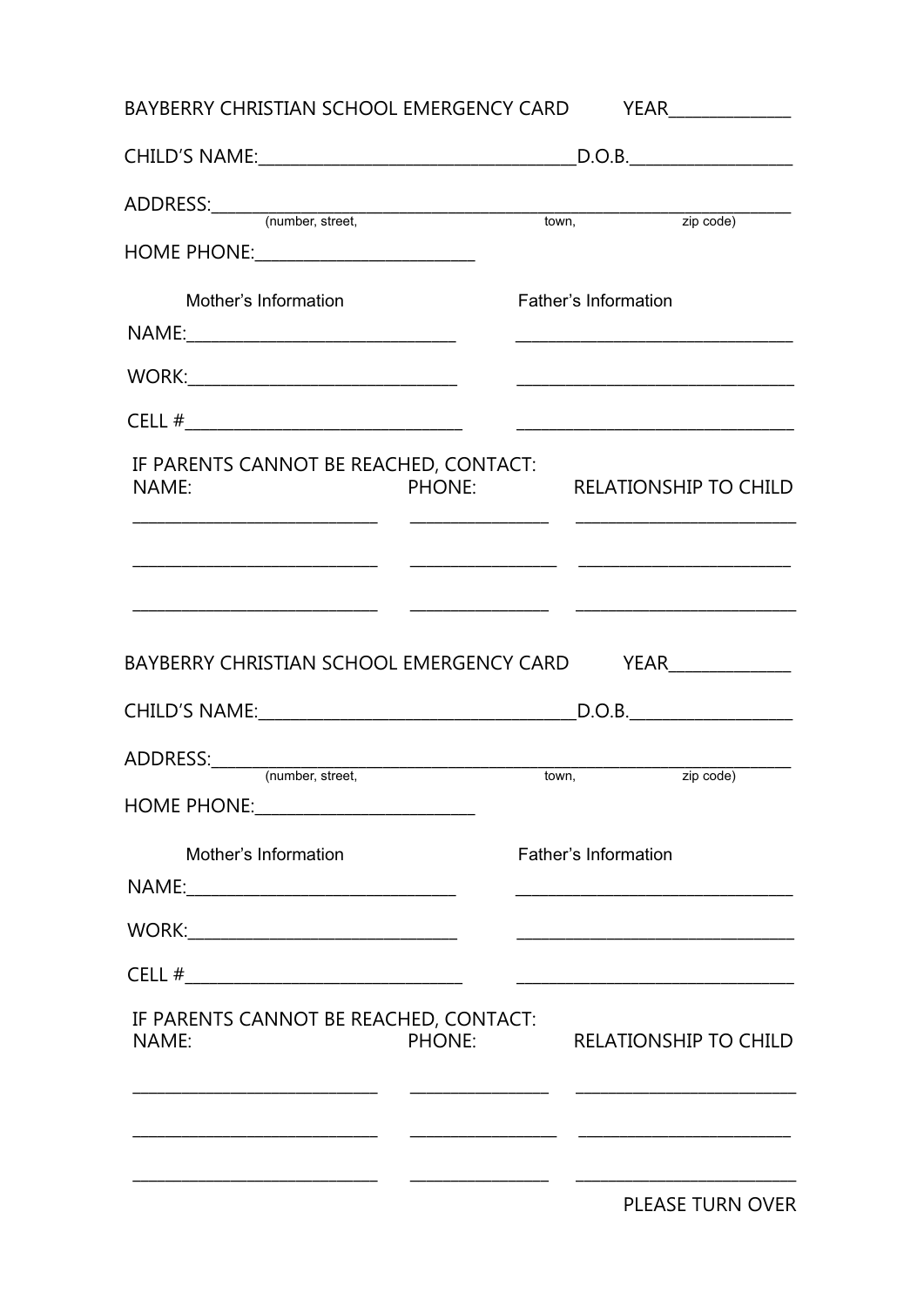BAYBERRY CHRISTIAN SCHOOL EMERGENCY CARD YEAR______________

CHILD'S NAME:____________________________________D.O.B.___________________

ADDRESS:____________________________________________________________________
(number, street, town, zip code)

HOME PHONE:_________________________

| Mother's Information | Father's Information |
| --- | --- |
| NAME:______________________________ | ______________________________ |
| WORK:______________________________ | ______________________________ |
| CELL #______________________________ | ______________________________ |

IF PARENTS CANNOT BE REACHED, CONTACT:

| NAME: | PHONE: | RELATIONSHIP TO CHILD |
| --- | --- | --- |
| ____________________________ | ________________ | _________________________ |
| ____________________________ | ________________ | _________________________ |
| ____________________________ | ________________ | _________________________ |

BAYBERRY CHRISTIAN SCHOOL EMERGENCY CARD YEAR______________

CHILD'S NAME:____________________________________D.O.B.___________________

ADDRESS:____________________________________________________________________
(number, street, town, zip code)

HOME PHONE:_________________________

| Mother's Information | Father's Information |
| --- | --- |
| NAME:______________________________ | ______________________________ |
| WORK:______________________________ | ______________________________ |
| CELL #______________________________ | ______________________________ |

IF PARENTS CANNOT BE REACHED, CONTACT:

| NAME: | PHONE: | RELATIONSHIP TO CHILD |
| --- | --- | --- |
| ____________________________ | ________________ | _________________________ |
| ____________________________ | ________________ | _________________________ |
| ____________________________ | ________________ | _________________________ |

PLEASE TURN OVER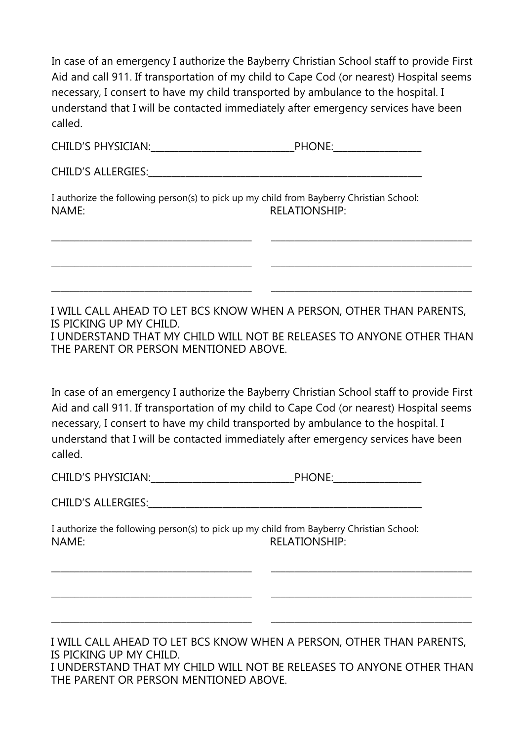In case of an emergency I authorize the Bayberry Christian School staff to provide First Aid and call 911. If transportation of my child to Cape Cod (or nearest) Hospital seems necessary, I consert to have my child transported by ambulance to the hospital. I understand that I will be contacted immediately after emergency services have been called.

CHILD'S PHYSICIAN:______________________________PHONE:__________________

CHILD'S ALLERGIES:__________________________________________________________

I authorize the following person(s) to pick up my child from Bayberry Christian School:

| NAME: | RELATIONSHIP: |
| --- | --- |
| __________________________________________ | __________________________________________ |
| __________________________________________ | __________________________________________ |
| __________________________________________ | __________________________________________ |

I WILL CALL AHEAD TO LET BCS KNOW WHEN A PERSON, OTHER THAN PARENTS, IS PICKING UP MY CHILD.
I UNDERSTAND THAT MY CHILD WILL NOT BE RELEASES TO ANYONE OTHER THAN THE PARENT OR PERSON MENTIONED ABOVE.

In case of an emergency I authorize the Bayberry Christian School staff to provide First Aid and call 911. If transportation of my child to Cape Cod (or nearest) Hospital seems necessary, I consert to have my child transported by ambulance to the hospital. I understand that I will be contacted immediately after emergency services have been called.

CHILD'S PHYSICIAN:______________________________PHONE:__________________

CHILD'S ALLERGIES:__________________________________________________________

I authorize the following person(s) to pick up my child from Bayberry Christian School:

| NAME: | RELATIONSHIP: |
| --- | --- |
| __________________________________________ | __________________________________________ |
| __________________________________________ | __________________________________________ |
| __________________________________________ | __________________________________________ |

I WILL CALL AHEAD TO LET BCS KNOW WHEN A PERSON, OTHER THAN PARENTS, IS PICKING UP MY CHILD.
I UNDERSTAND THAT MY CHILD WILL NOT BE RELEASES TO ANYONE OTHER THAN THE PARENT OR PERSON MENTIONED ABOVE.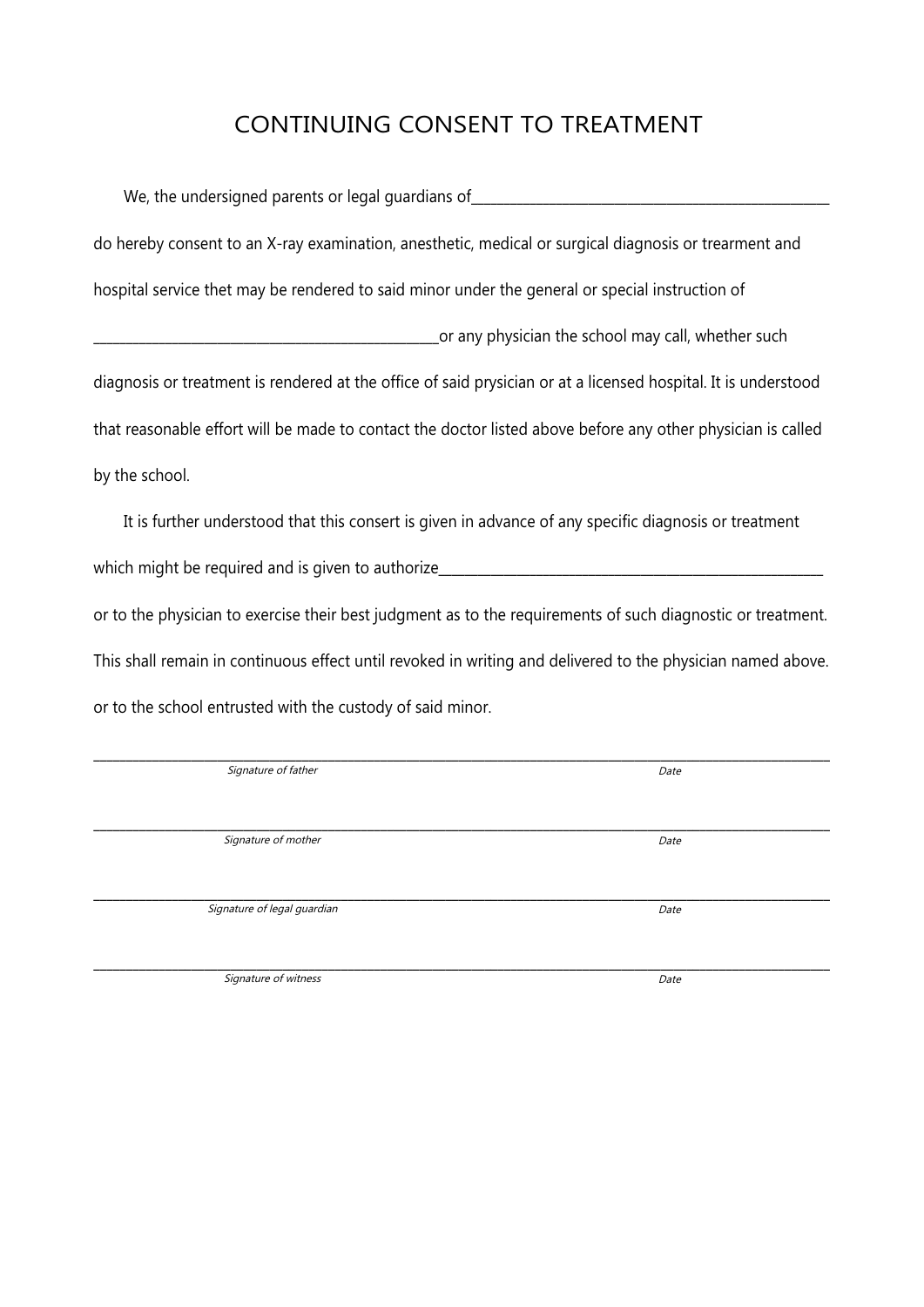# CONTINUING CONSENT TO TREATMENT

We, the undersigned parents or legal guardians of_______________________________________________

do hereby consent to an X-ray examination, anesthetic, medical or surgical diagnosis or trearment and hospital service thet may be rendered to said minor under the general or special instruction of _______________________________________________or any physician the school may call, whether such diagnosis or treatment is rendered at the office of said prysician or at a licensed hospital. It is understood that reasonable effort will be made to contact the doctor listed above before any other physician is called by the school.

It is further understood that this consert is given in advance of any specific diagnosis or treatment which might be required and is given to authorize_____________________________________________________ or to the physician to exercise their best judgment as to the requirements of such diagnostic or treatment. This shall remain in continuous effect until revoked in writing and delivered to the physician named above. or to the school entrusted with the custody of said minor.

_____________________________________________________________________________________________

*Signature of father* *Date*

_____________________________________________________________________________________________

*Signature of mother* *Date*

_____________________________________________________________________________________________

*Signature of legal guardian* *Date*

_____________________________________________________________________________________________

*Signature of witness* *Date*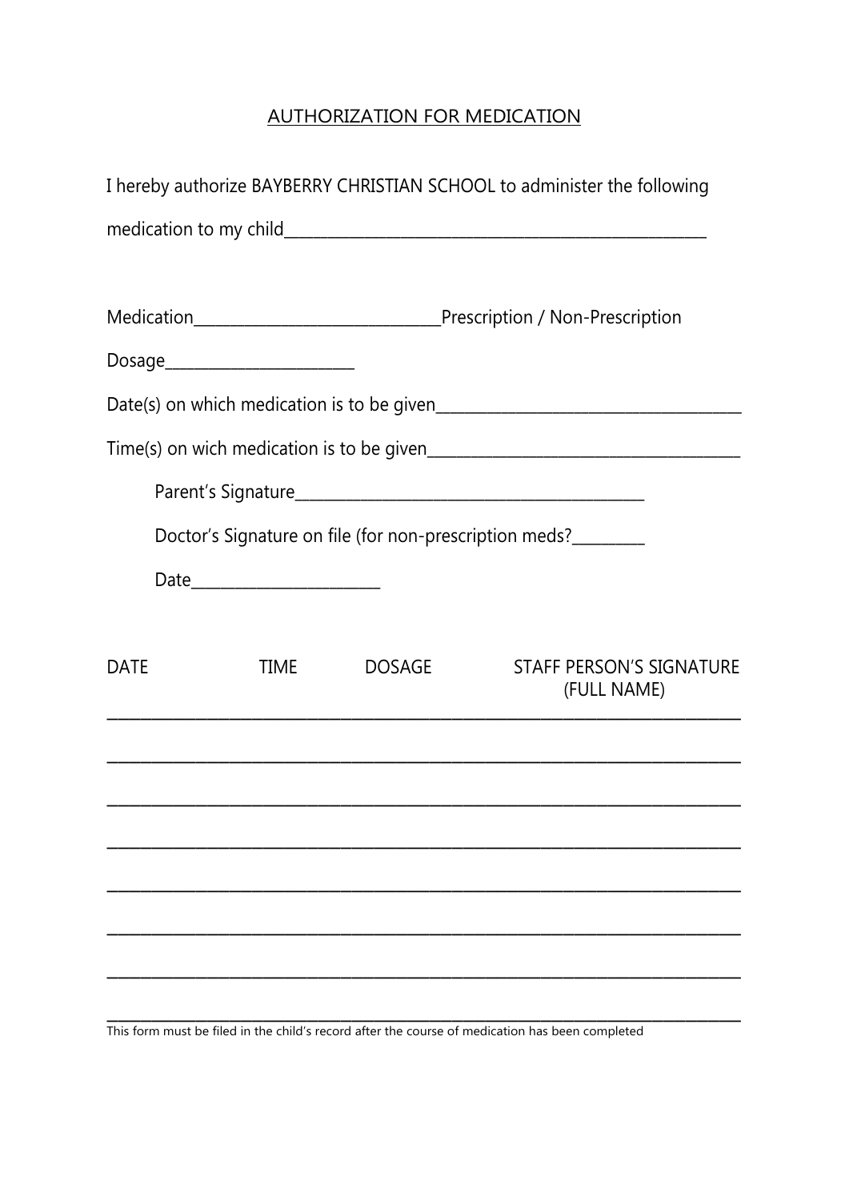# AUTHORIZATION FOR MEDICATION

I hereby authorize BAYBERRY CHRISTIAN SCHOOL to administer the following medication to my child_______________________________________________

Medication___________________________Prescription / Non-Prescription

Dosage_____________________

Date(s) on which medication is to be given________________________________

Time(s) on wich medication is to be given__________________________________

Parent's Signature_______________________________________

Doctor's Signature on file (for non-prescription meds?________

Date_____________________

| DATE | TIME | DOSAGE | STAFF PERSON'S SIGNATURE (FULL NAME) |
| --- | --- | --- | --- |
| | | | |
| | | | |
| | | | |
| | | | |
| | | | |
| | | | |
| | | | |
| | | | |

This form must be filed in the child's record after the course of medication has been completed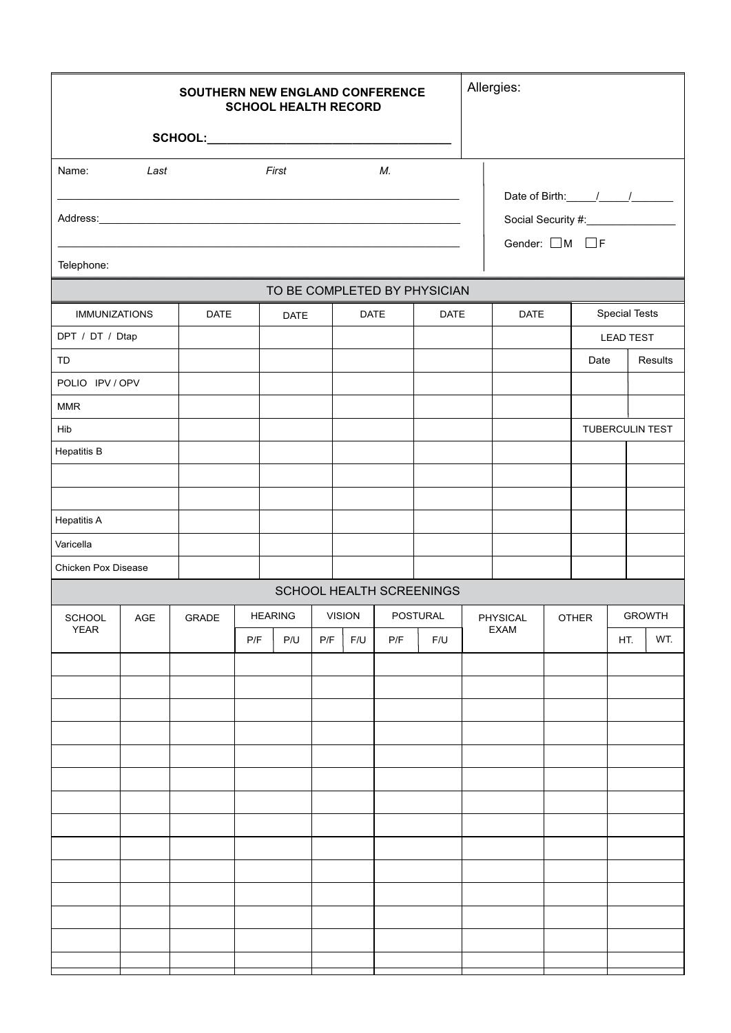**SOUTHERN NEW ENGLAND CONFERENCE**
**SCHOOL HEALTH RECORD**

**SCHOOL:**___________________________________

Allergies:

Name: *Last* *First* *M.*

_______________________________________________________________

Address:_______________________________________________________

_______________________________________________________________

Telephone:

Date of Birth:_____/_____/_______

Social Security #:_______________

Gender: ☐M ☐F

## TO BE COMPLETED BY PHYSICIAN

| IMMUNIZATIONS | DATE | DATE | DATE | DATE | DATE | Special Tests | |
|---|---|---|---|---|---|---|---|
| DPT / DT / Dtap | | | | | | LEAD TEST | |
| TD | | | | | | Date | Results |
| POLIO IPV / OPV | | | | | | | |
| MMR | | | | | | | |
| Hib | | | | | | TUBERCULIN TEST | |
| Hepatitis B | | | | | | | |
| | | | | | | | |
| | | | | | | | |
| Hepatitis A | | | | | | | |
| Varicella | | | | | | | |
| Chicken Pox Disease | | | | | | | |

## SCHOOL HEALTH SCREENINGS

| SCHOOL YEAR | AGE | GRADE | HEARING | | VISION | | POSTURAL | | PHYSICAL EXAM | OTHER | GROWTH | |
|---|---|---|---|---|---|---|---|---|---|---|---|---|
| | | | P/F | P/U | P/F | F/U | P/F | F/U | | | HT. | WT. |
| | | | | | | | | | | | | |
| | | | | | | | | | | | | |
| | | | | | | | | | | | | |
| | | | | | | | | | | | | |
| | | | | | | | | | | | | |
| | | | | | | | | | | | | |
| | | | | | | | | | | | | |
| | | | | | | | | | | | | |
| | | | | | | | | | | | | |
| | | | | | | | | | | | | |
| | | | | | | | | | | | | |
| | | | | | | | | | | | | |
| | | | | | | | | | | | | |
| | | | | | | | | | | | | |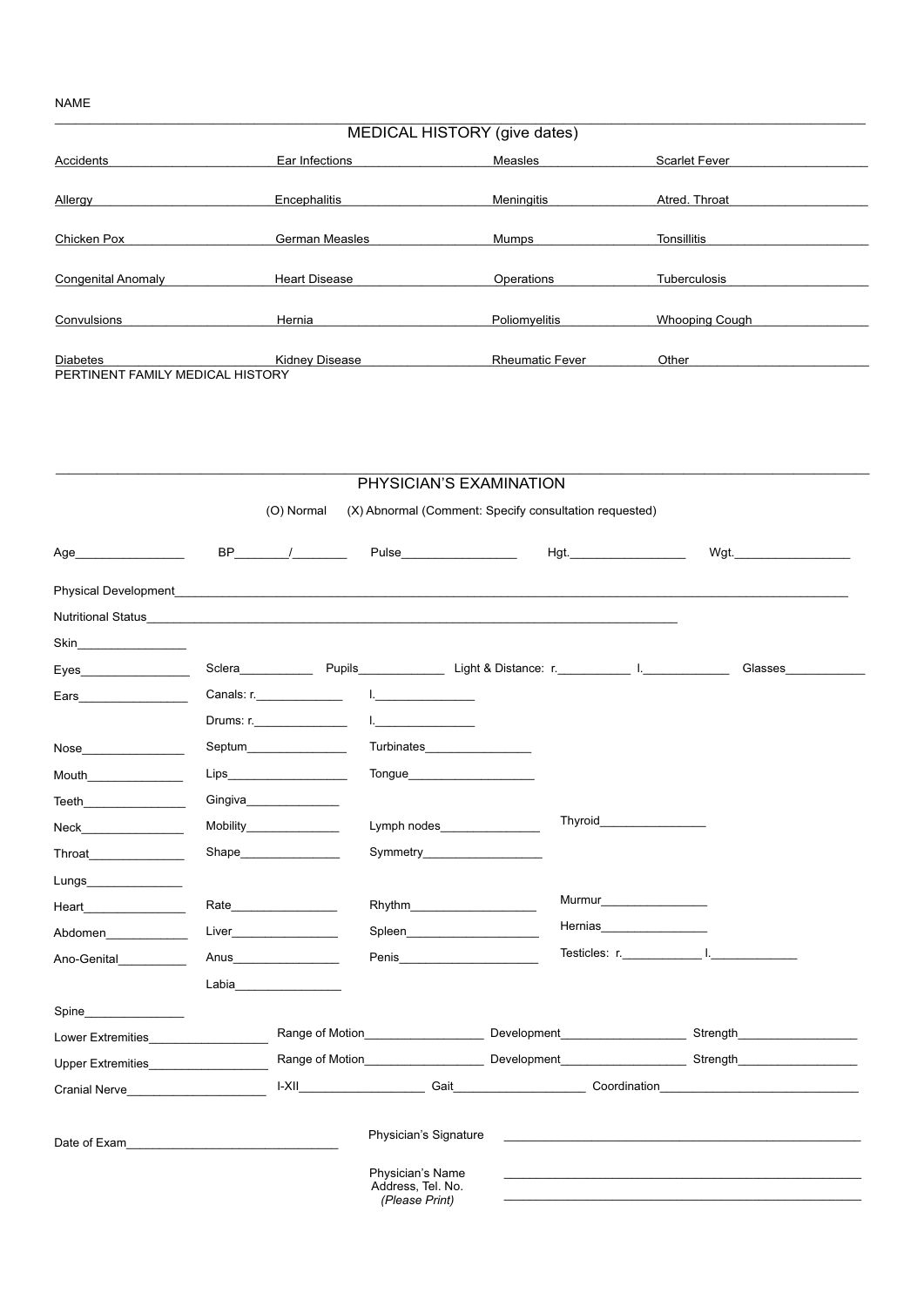NAME

## MEDICAL HISTORY (give dates)

| | | | |
|---|---|---|---|
| Accidents | Ear Infections | Measles | Scarlet Fever |
| Allergy | Encephalitis | Meningitis | Atred. Throat |
| Chicken Pox | German Measles | Mumps | Tonsillitis |
| Congenital Anomaly | Heart Disease | Operations | Tuberculosis |
| Convulsions | Hernia | Poliomyelitis | Whooping Cough |
| Diabetes | Kidney Disease | Rheumatic Fever | Other |

PERTINENT FAMILY MEDICAL HISTORY

## PHYSICIAN'S EXAMINATION

(O) Normal (X) Abnormal (Comment: Specify consultation requested)

Age________________ BP________/________ Pulse_________________ Hgt._________________ Wgt._________________

Physical Development______________________________________________________________________________________

Nutritional Status____________________________________________________________________________

Skin________________

Eyes________________ Sclera___________ Pupils_____________ Light & Distance: r.___________ l._____________ Glasses____________

Ears________________ Canals: r._____________ l._______________

Drums: r._____________ l._______________

Nose_______________ Septum_______________ Turbinates________________

Mouth______________ Lips__________________ Tongue___________________

Teeth_______________ Gingiva______________

Neck_______________ Mobility______________ Lymph nodes_______________ Thyroid________________

Throat______________ Shape_______________ Symmetry__________________

Lungs______________

Heart_______________ Rate________________ Rhythm___________________ Murmur________________

Abdomen____________ Liver________________ Spleen___________________ Hernias________________

Ano-Genital__________ Anus________________ Penis_____________________ Testicles: r.____________ l._____________

Labia________________

Spine_______________

Lower Extremities__________________ Range of Motion__________________ Development___________________ Strength__________________

Upper Extremities__________________ Range of Motion__________________ Development___________________ Strength__________________

Cranial Nerve_____________________ I-XII___________________ Gait____________________ Coordination______________________________

Date of Exam________________________________ Physician's Signature ______________________________________________________

Physician's Name
Address, Tel. No.
*(Please Print)*
______________________________________________________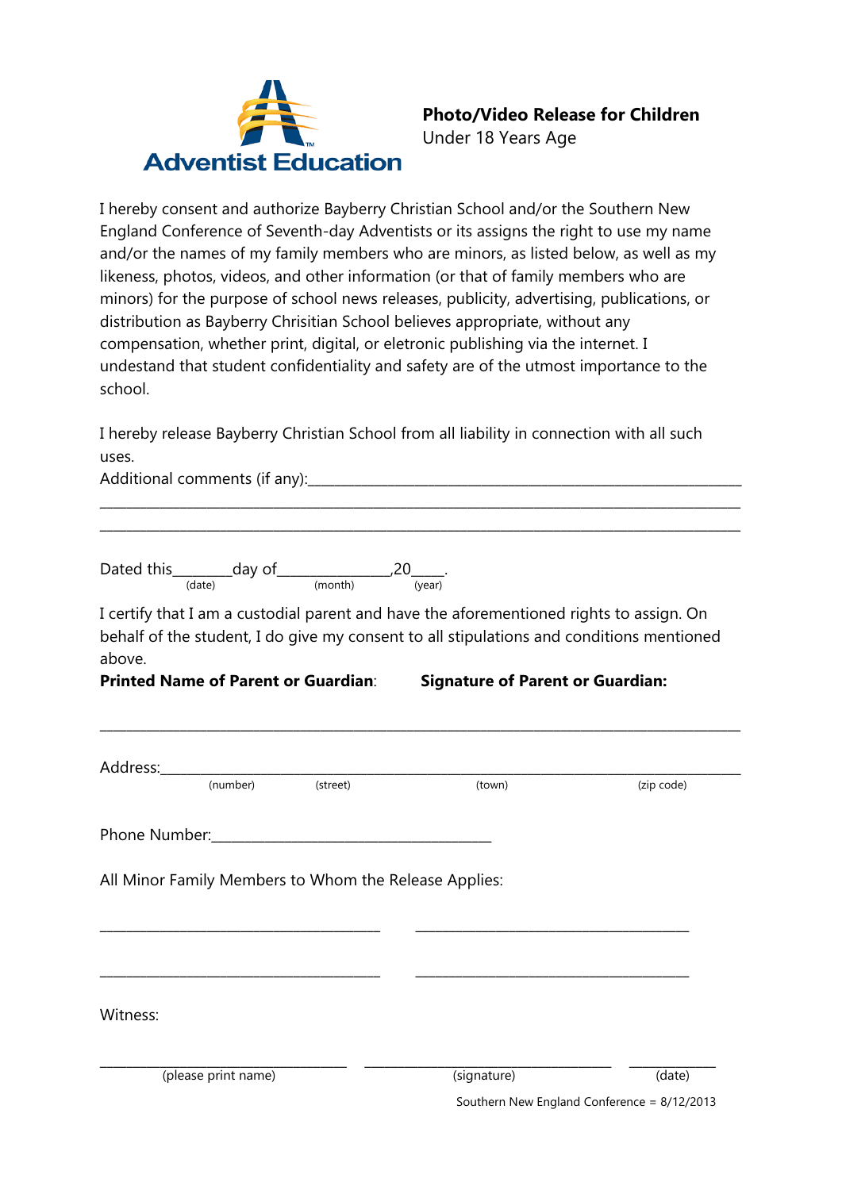Adventist Education

# Photo/Video Release for Children

Under 18 Years Age

I hereby consent and authorize Bayberry Christian School and/or the Southern New England Conference of Seventh-day Adventists or its assigns the right to use my name and/or the names of my family members who are minors, as listed below, as well as my likeness, photos, videos, and other information (or that of family members who are minors) for the purpose of school news releases, publicity, advertising, publications, or distribution as Bayberry Chrisitian School believes appropriate, without any compensation, whether print, digital, or eletronic publishing via the internet. I undestand that student confidentiality and safety are of the utmost importance to the school.

I hereby release Bayberry Christian School from all liability in connection with all such uses.

Additional comments (if any):______________________________________________________________

_____________________________________________________________________________________

_____________________________________________________________________________________

Dated this________day of_______________,20____.
(date) (month) (year)

I certify that I am a custodial parent and have the aforementioned rights to assign. On behalf of the student, I do give my consent to all stipulations and conditions mentioned above.

**Printed Name of Parent or Guardian**: **Signature of Parent or Guardian:**

_____________________________________________________________________________________

Address:______________________________________________________________________________
(number) (street) (town) (zip code)

Phone Number:_______________________________________

All Minor Family Members to Whom the Release Applies:

_______________________________________ _______________________________________

_______________________________________ _______________________________________

Witness:

__________________________________ __________________________________ ____________
(please print name) (signature) (date)

Southern New England Conference = 8/12/2013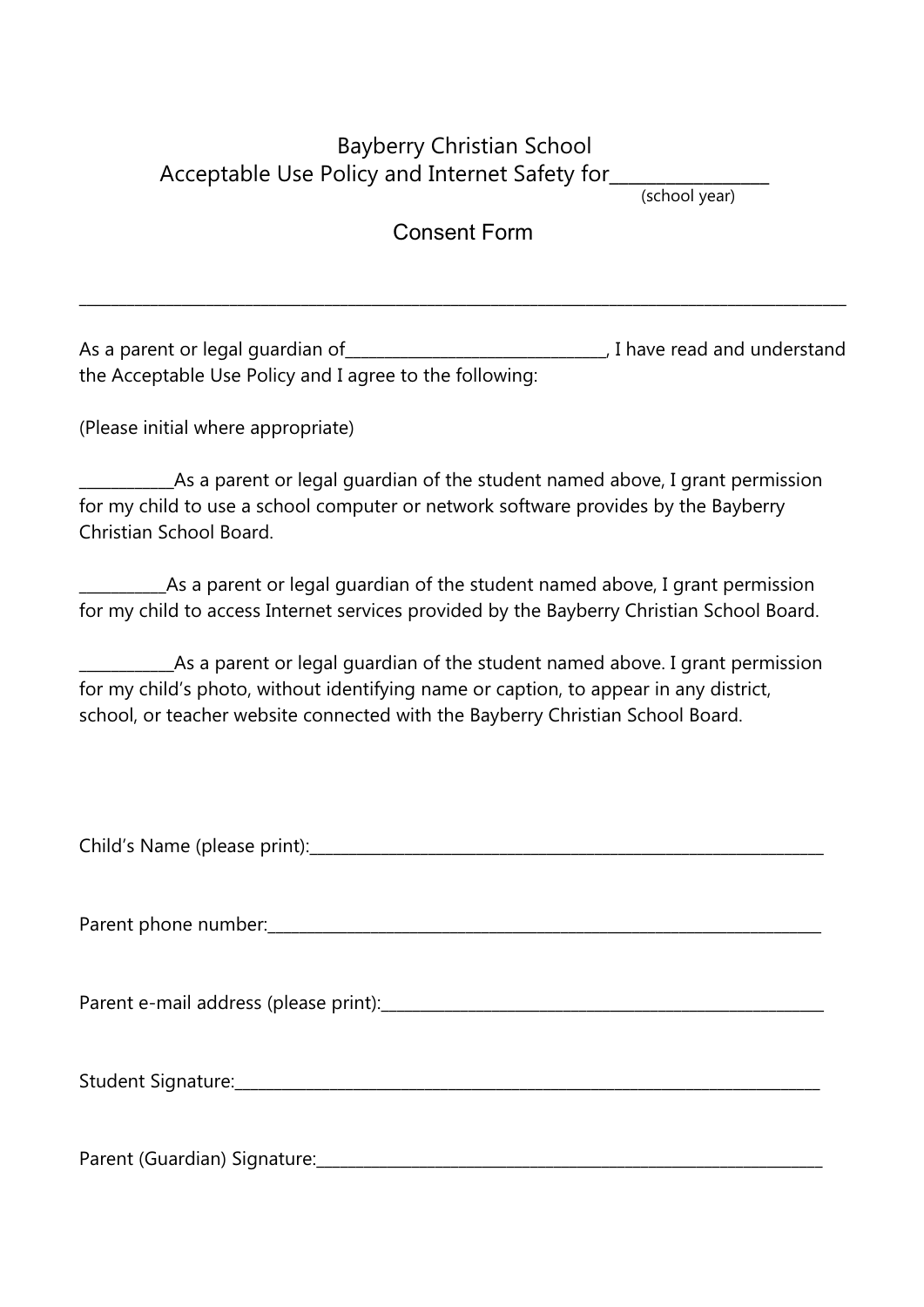# Bayberry Christian School

## Acceptable Use Policy and Internet Safety for_________________
(school year)

## Consent Form

---

As a parent or legal guardian of________________________________, I have read and understand the Acceptable Use Policy and I agree to the following:

(Please initial where appropriate)

___________As a parent or legal guardian of the student named above, I grant permission for my child to use a school computer or network software provides by the Bayberry Christian School Board.

__________As a parent or legal guardian of the student named above, I grant permission for my child to access Internet services provided by the Bayberry Christian School Board.

___________As a parent or legal guardian of the student named above. I grant permission for my child's photo, without identifying name or caption, to appear in any district, school, or teacher website connected with the Bayberry Christian School Board.

Child's Name (please print):_________________________________________________________________

Parent phone number:______________________________________________________________________

Parent e-mail address (please print):______________________________________________________

Student Signature:_________________________________________________________________________

Parent (Guardian) Signature:_______________________________________________________________